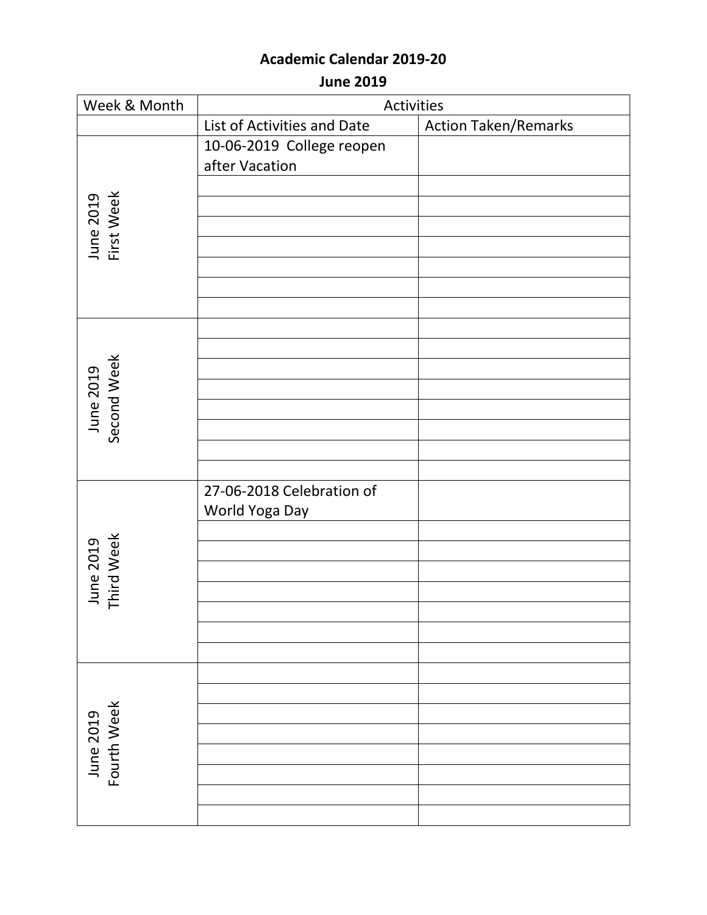**Academic Calendar 2019-20**

**June 2019**

| Week & Month | Activities | |
|---|---|---|
| | List of Activities and Date | Action Taken/Remarks |
| June 2019 First Week | 10-06-2019 College reopen after Vacation | |
| | | |
| | | |
| | | |
| | | |
| | | |
| | | |
| | | |
| June 2019 Second Week | | |
| | | |
| | | |
| | | |
| | | |
| | | |
| | | |
| | | |
| June 2019 Third Week | 27-06-2018 Celebration of World Yoga Day | |
| | | |
| | | |
| | | |
| | | |
| | | |
| | | |
| | | |
| June 2019 Fourth Week | | |
| | | |
| | | |
| | | |
| | | |
| | | |
| | | |
| | | |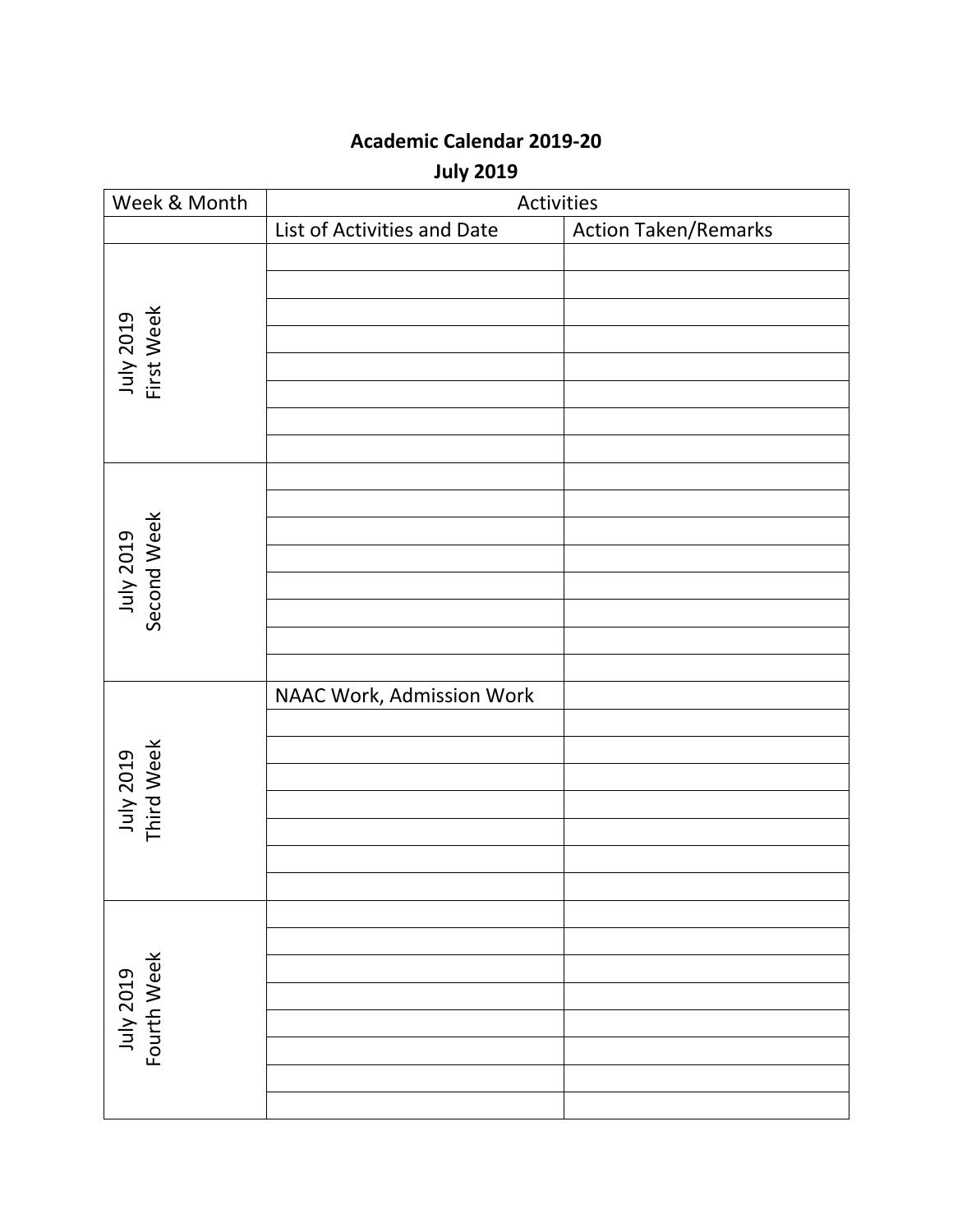# Academic Calendar 2019-20

## July 2019

| Week & Month | Activities | |
|---|---|---|
| | List of Activities and Date | Action Taken/Remarks |
| July 2019 First Week | | |
| | | |
| | | |
| | | |
| | | |
| | | |
| | | |
| | | |
| July 2019 Second Week | | |
| | | |
| | | |
| | | |
| | | |
| | | |
| | | |
| | | |
| July 2019 Third Week | NAAC Work, Admission Work | |
| | | |
| | | |
| | | |
| | | |
| | | |
| | | |
| | | |
| July 2019 Fourth Week | | |
| | | |
| | | |
| | | |
| | | |
| | | |
| | | |
| | | |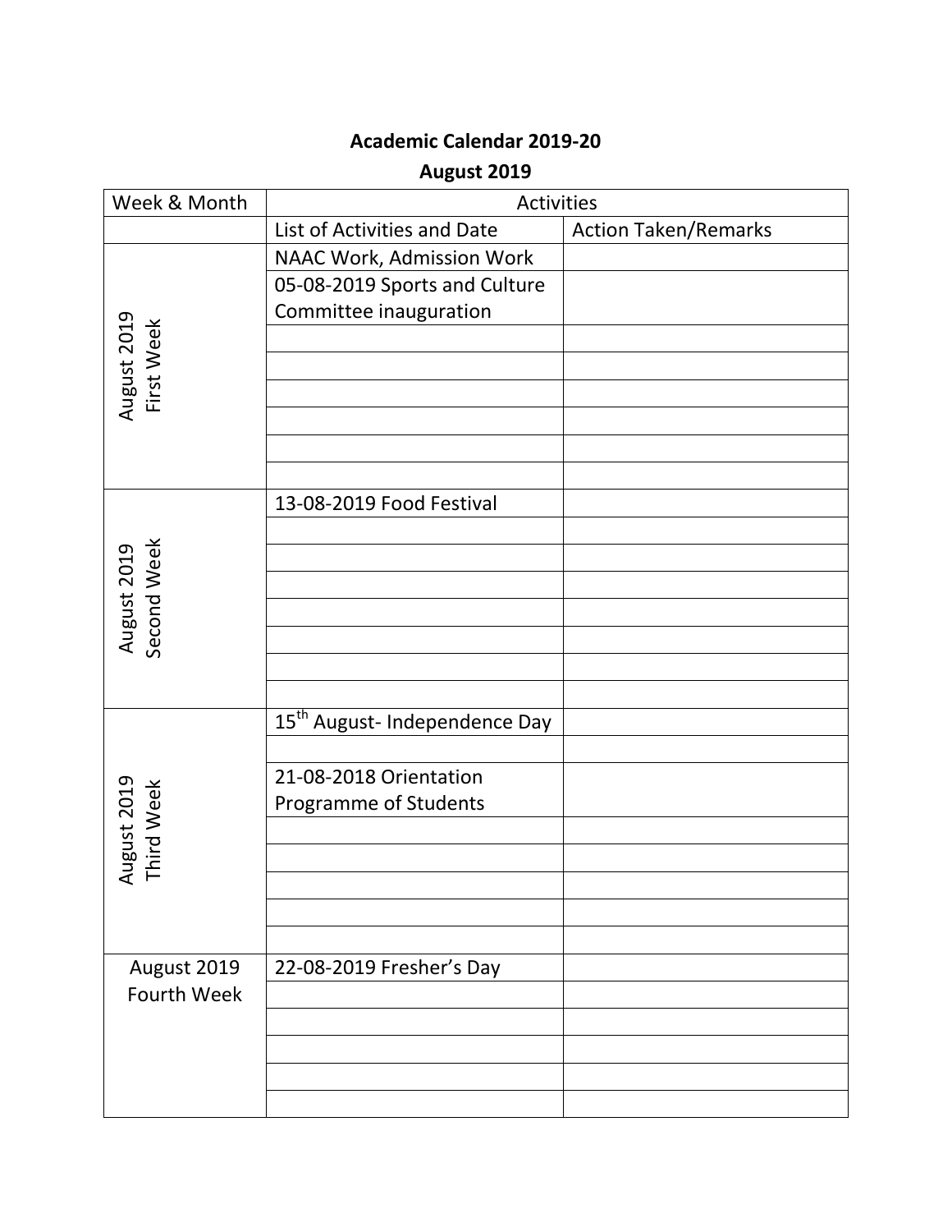**Academic Calendar 2019-20**

**August 2019**

| Week & Month | Activities | |
|---|---|---|
| | List of Activities and Date | Action Taken/Remarks |
| August 2019 First Week | NAAC Work, Admission Work | |
| | 05-08-2019 Sports and Culture Committee inauguration | |
| | | |
| | | |
| | | |
| | | |
| | | |
| | | |
| August 2019 Second Week | 13-08-2019 Food Festival | |
| | | |
| | | |
| | | |
| | | |
| | | |
| | | |
| | | |
| August 2019 Third Week | 15th August- Independence Day | |
| | | |
| | 21-08-2018 Orientation Programme of Students | |
| | | |
| | | |
| | | |
| | | |
| | | |
| August 2019 Fourth Week | 22-08-2019 Fresher's Day | |
| | | |
| | | |
| | | |
| | | |
| | | |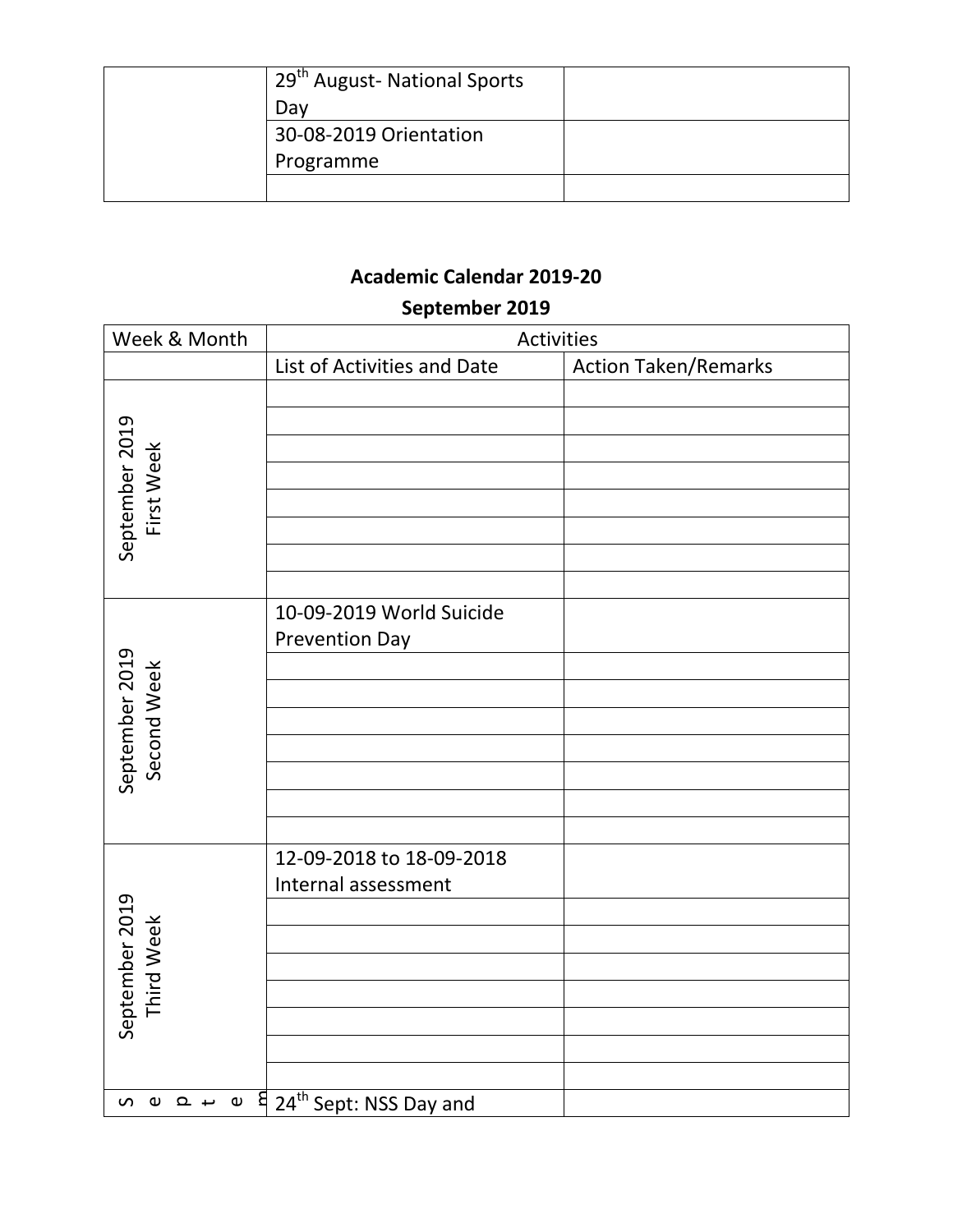| | | |
|---|---|---|
| | 29th August- National Sports Day | |
| | 30-08-2019 Orientation Programme | |
| | | |

**Academic Calendar 2019-20**

**September 2019**

| Week & Month | Activities | |
|---|---|---|
| | List of Activities and Date | Action Taken/Remarks |
| September 2019 First Week | | |
| | | |
| | | |
| | | |
| | | |
| | | |
| | | |
| | | |
| September 2019 Second Week | 10-09-2019 World Suicide Prevention Day | |
| | | |
| | | |
| | | |
| | | |
| | | |
| | | |
| | | |
| September 2019 Third Week | 12-09-2018 to 18-09-2018 Internal assessment | |
| | | |
| | | |
| | | |
| | | |
| | | |
| | | |
| | | |
| Septem | 24th Sept: NSS Day and | |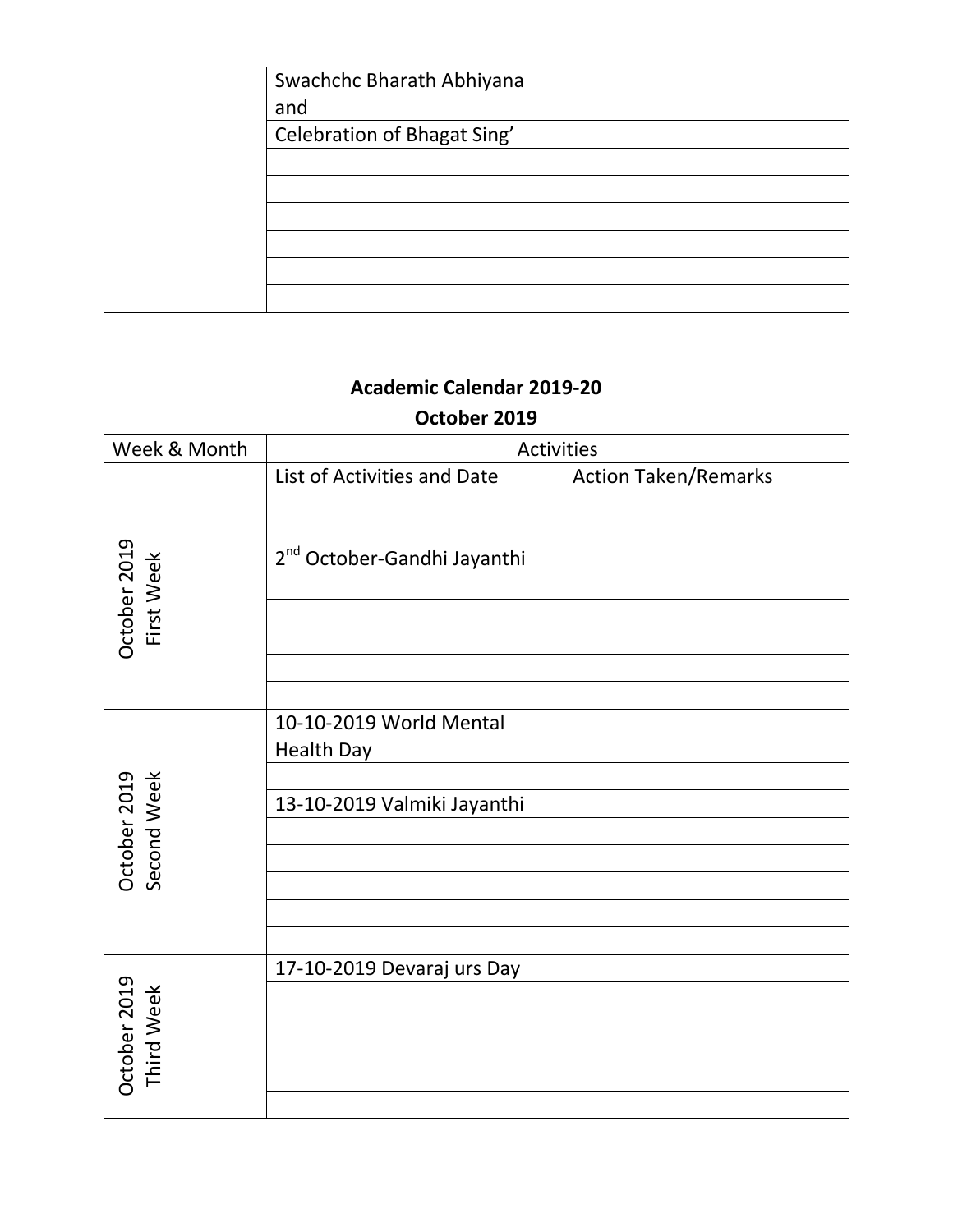| | | |
|---|---|---|
| | Swachchc Bharath Abhiyana and | |
| | Celebration of Bhagat Sing' | |
| | | |
| | | |
| | | |
| | | |
| | | |
| | | |

## Academic Calendar 2019-20

## October 2019

| Week & Month | Activities | |
|---|---|---|
| | List of Activities and Date | Action Taken/Remarks |
| October 2019 First Week | | |
| | | |
| | 2nd October-Gandhi Jayanthi | |
| | | |
| | | |
| | | |
| | | |
| | | |
| October 2019 Second Week | 10-10-2019 World Mental Health Day | |
| | | |
| | 13-10-2019 Valmiki Jayanthi | |
| | | |
| | | |
| | | |
| | | |
| | | |
| October 2019 Third Week | 17-10-2019 Devaraj urs Day | |
| | | |
| | | |
| | | |
| | | |
| | | |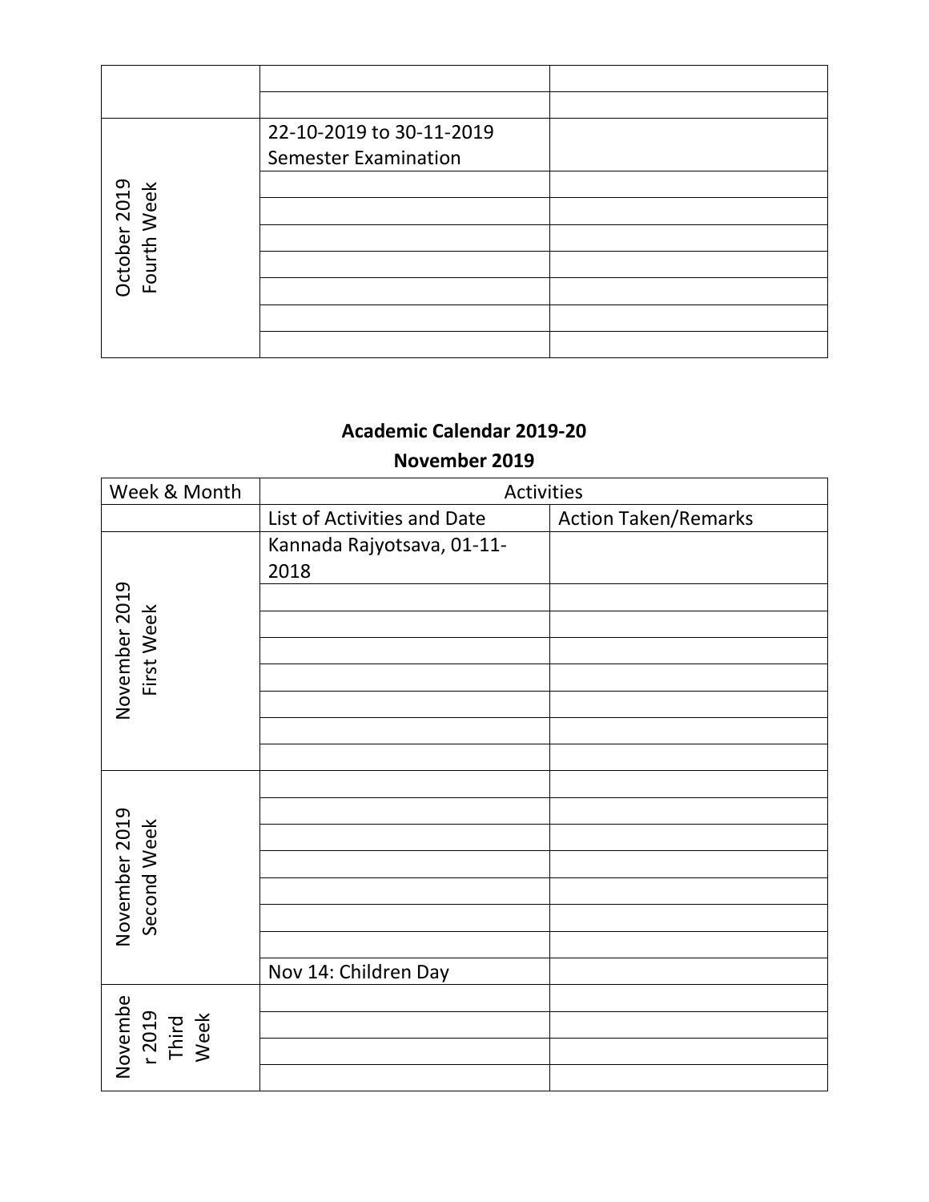| | | |
|---|---|---|
| | | |
| | | |
| October 2019 Fourth Week | 22-10-2019 to 30-11-2019 Semester Examination | |
| | | |
| | | |
| | | |
| | | |
| | | |
| | | |
| | | |

**Academic Calendar 2019-20**

**November 2019**

| Week & Month | Activities | |
|---|---|---|
| | List of Activities and Date | Action Taken/Remarks |
| November 2019 First Week | Kannada Rajyotsava, 01-11-2018 | |
| | | |
| | | |
| | | |
| | | |
| | | |
| | | |
| | | |
| November 2019 Second Week | | |
| | | |
| | | |
| | | |
| | | |
| | | |
| | | |
| | Nov 14: Children Day | |
| November 2019 Third Week | | |
| | | |
| | | |
| | | |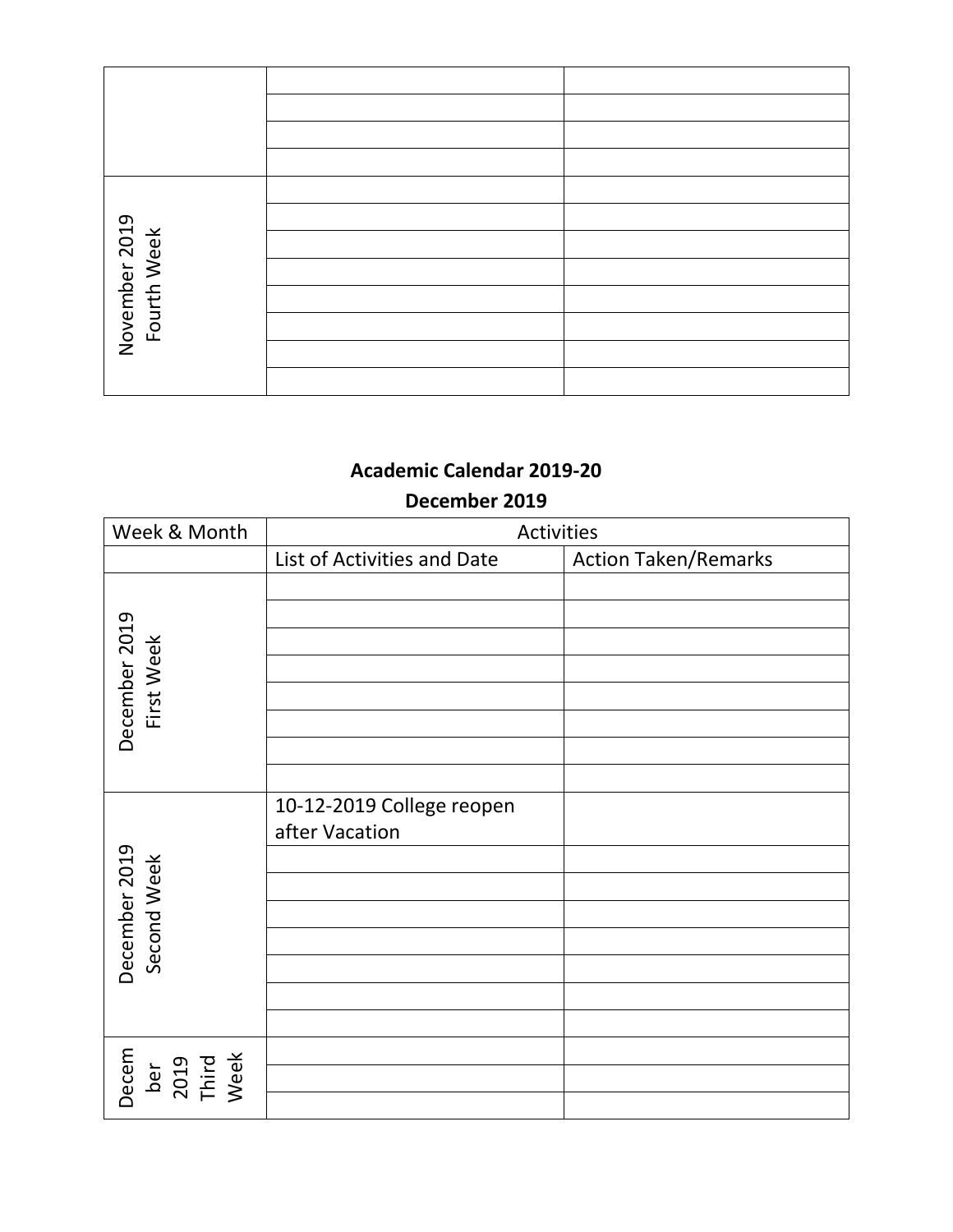| | | |
|---|---|---|
| | | |
| | | |
| | | |
| | | |
| November 2019 Fourth Week | | |
| | | |
| | | |
| | | |
| | | |
| | | |
| | | |
| | | |

**Academic Calendar 2019-20**

**December 2019**

| Week & Month | Activities | |
|---|---|---|
| | List of Activities and Date | Action Taken/Remarks |
| December 2019 First Week | | |
| | | |
| | | |
| | | |
| | | |
| | | |
| | | |
| | | |
| December 2019 Second Week | 10-12-2019 College reopen after Vacation | |
| | | |
| | | |
| | | |
| | | |
| | | |
| | | |
| | | |
| December 2019 Third Week | | |
| | | |
| | | |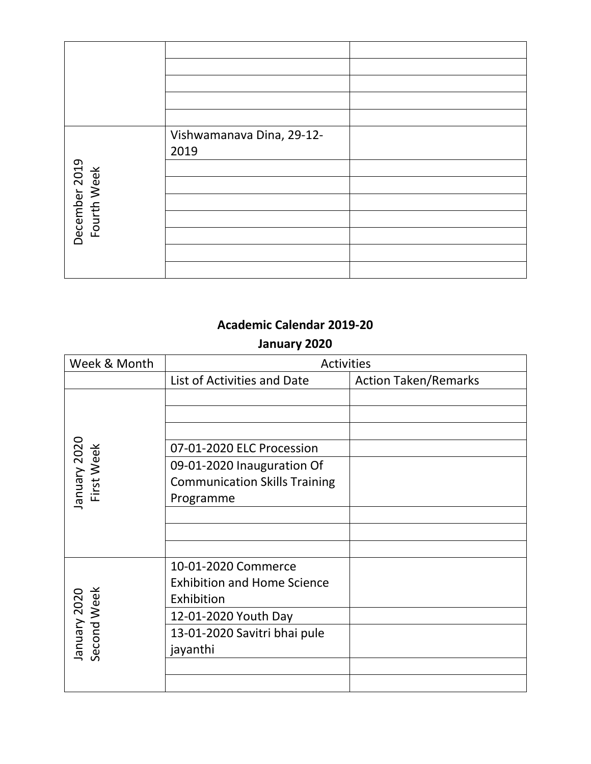| | | |
|---|---|---|
| | | |
| | | |
| | | |
| | | |
| | | |
| December 2019 Fourth Week | Vishwamanava Dina, 29-12-2019 | |
| | | |
| | | |
| | | |
| | | |
| | | |
| | | |
| | | |

**Academic Calendar 2019-20**

**January 2020**

| Week & Month | Activities | |
|---|---|---|
| | List of Activities and Date | Action Taken/Remarks |
| January 2020 First Week | | |
| | | |
| | | |
| | 07-01-2020 ELC Procession | |
| | 09-01-2020 Inauguration Of Communication Skills Training Programme | |
| | | |
| | | |
| | | |
| January 2020 Second Week | 10-01-2020 Commerce Exhibition and Home Science Exhibition | |
| | 12-01-2020 Youth Day | |
| | 13-01-2020 Savitri bhai pule jayanthi | |
| | | |
| | | |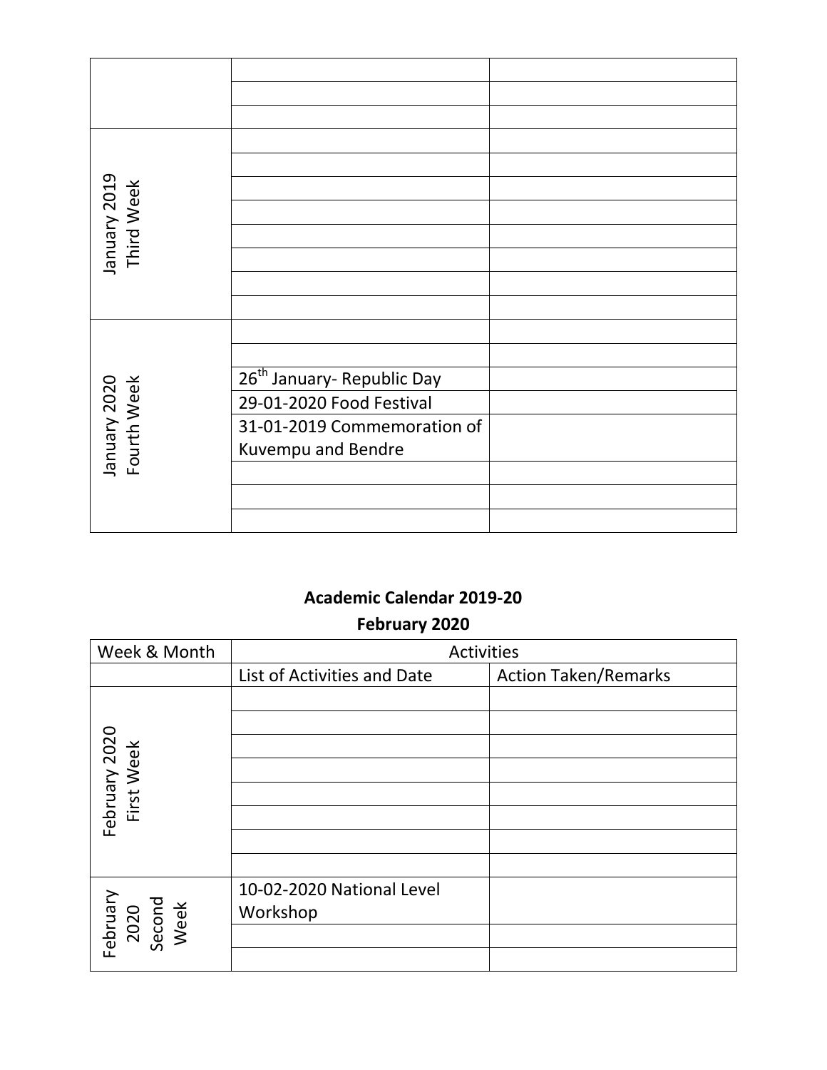| | | |
|---|---|---|
| | | |
| | | |
| | | |
| January 2019 Third Week | | |
| | | |
| | | |
| | | |
| | | |
| | | |
| | | |
| | | |
| January 2020 Fourth Week | | |
| | | |
| | 26th January- Republic Day | |
| | 29-01-2020 Food Festival | |
| | 31-01-2019 Commemoration of Kuvempu and Bendre | |
| | | |
| | | |
| | | |

**Academic Calendar 2019-20**

**February 2020**

| Week & Month | Activities | |
|---|---|---|
| | List of Activities and Date | Action Taken/Remarks |
| February 2020 First Week | | |
| | | |
| | | |
| | | |
| | | |
| | | |
| | | |
| | | |
| February 2020 Second Week | 10-02-2020 National Level Workshop | |
| | | |
| | | |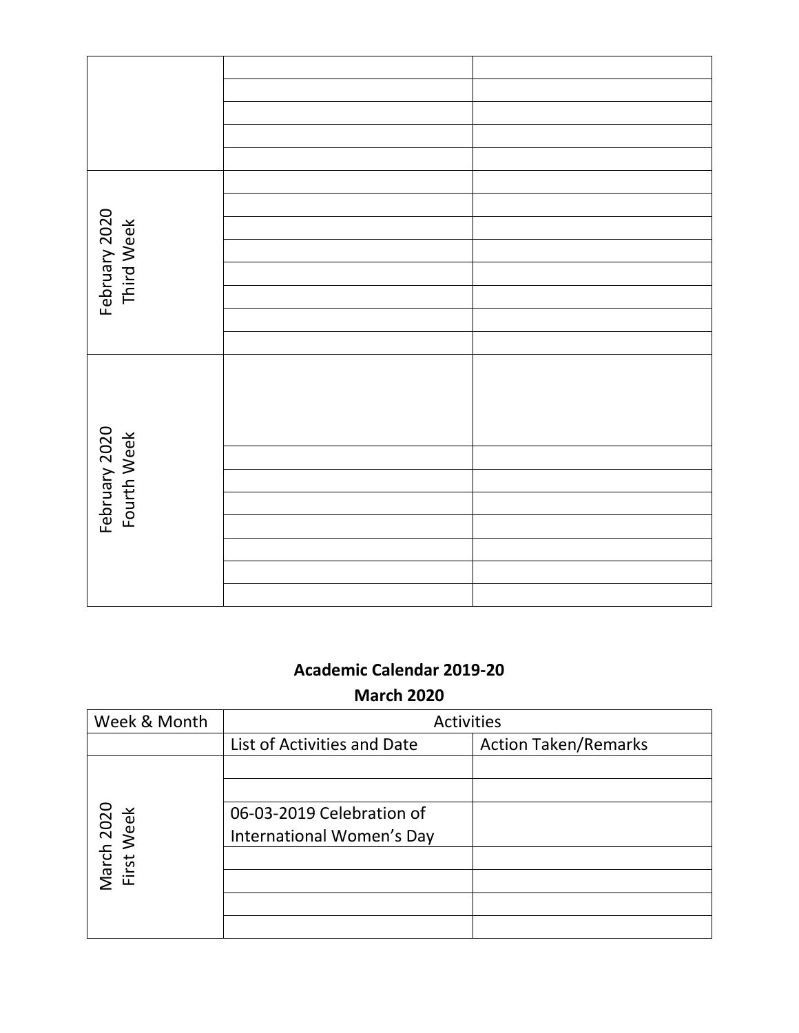| | | |
|---|---|---|
| | | |
| | | |
| | | |
| | | |
| | | |
| February 2020 Third Week | | |
| | | |
| | | |
| | | |
| | | |
| | | |
| | | |
| | | |
| February 2020 Fourth Week | | |
| | | |
| | | |
| | | |
| | | |
| | | |
| | | |
| | | |

**Academic Calendar 2019-20**

**March 2020**

| Week & Month | Activities | |
|---|---|---|
| | List of Activities and Date | Action Taken/Remarks |
| March 2020 First Week | | |
| | | |
| | 06-03-2019 Celebration of International Women's Day | |
| | | |
| | | |
| | | |
| | | |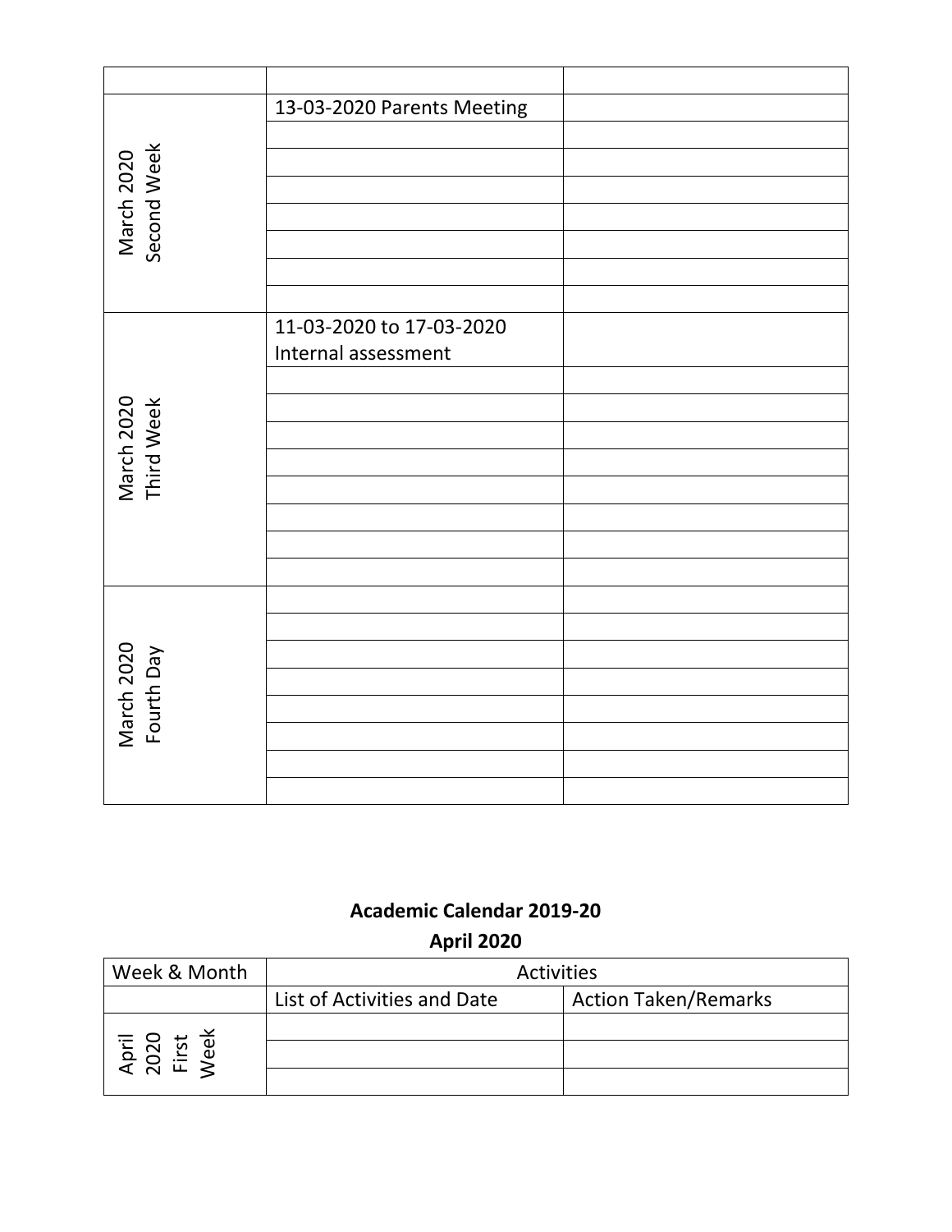| | | |
|---|---|---|
| | | |
| March 2020 Second Week | 13-03-2020 Parents Meeting | |
| | | |
| | | |
| | | |
| | | |
| | | |
| | | |
| | | |
| March 2020 Third Week | 11-03-2020 to 17-03-2020 Internal assessment | |
| | | |
| | | |
| | | |
| | | |
| | | |
| | | |
| | | |
| | | |
| March 2020 Fourth Day | | |
| | | |
| | | |
| | | |
| | | |
| | | |
| | | |
| | | |

**Academic Calendar 2019-20**

**April 2020**

| Week & Month | Activities | |
|---|---|---|
| | List of Activities and Date | Action Taken/Remarks |
| April 2020 First Week | | |
| | | |
| | | |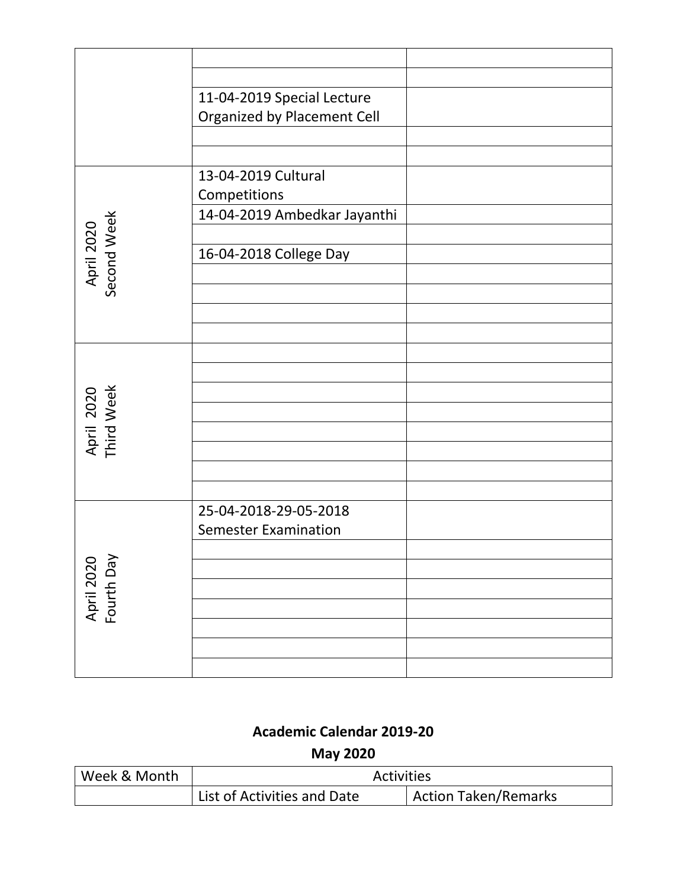| | | |
|---|---|---|
| | | |
| | | |
| | 11-04-2019 Special Lecture Organized by Placement Cell | |
| | | |
| | | |
| April 2020 Second Week | 13-04-2019 Cultural Competitions | |
| | 14-04-2019 Ambedkar Jayanthi | |
| | | |
| | 16-04-2018 College Day | |
| | | |
| | | |
| | | |
| | | |
| April 2020 Third Week | | |
| | | |
| | | |
| | | |
| | | |
| | | |
| | | |
| | | |
| April 2020 Fourth Day | 25-04-2018-29-05-2018 Semester Examination | |
| | | |
| | | |
| | | |
| | | |
| | | |
| | | |
| | | |

**Academic Calendar 2019-20**

**May 2020**

| Week & Month | Activities | |
|---|---|---|
| | List of Activities and Date | Action Taken/Remarks |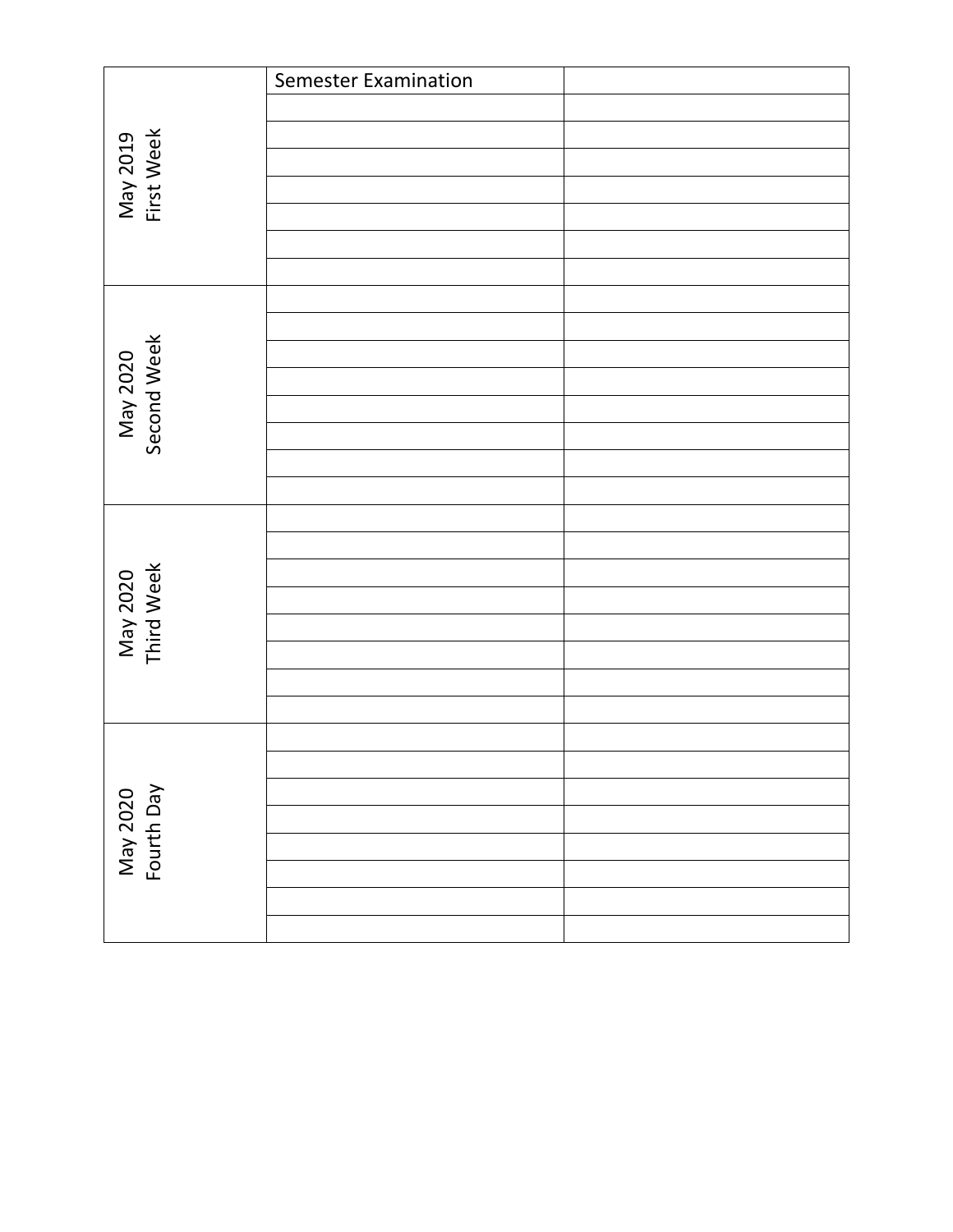| | | |
|---|---|---|
| May 2019 First Week | Semester Examination | |
| | | |
| | | |
| | | |
| | | |
| | | |
| | | |
| | | |
| May 2020 Second Week | | |
| | | |
| | | |
| | | |
| | | |
| | | |
| | | |
| | | |
| May 2020 Third Week | | |
| | | |
| | | |
| | | |
| | | |
| | | |
| | | |
| | | |
| May 2020 Fourth Day | | |
| | | |
| | | |
| | | |
| | | |
| | | |
| | | |
| | | |